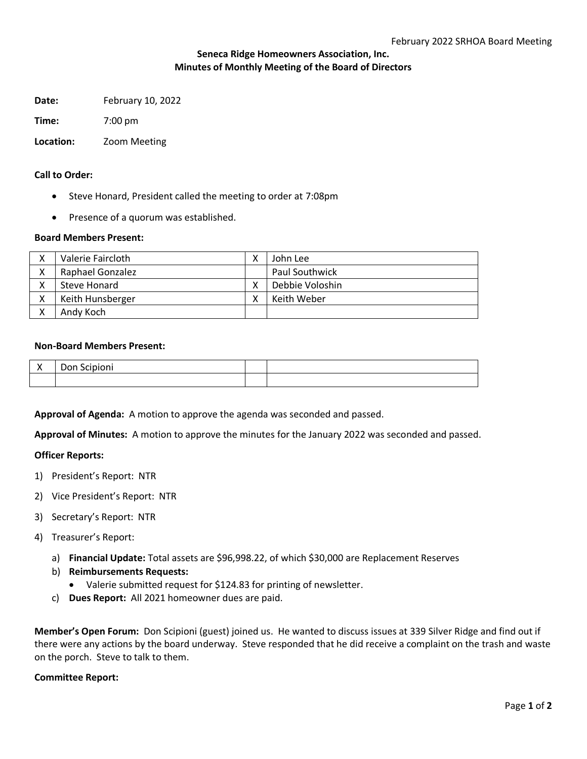# Seneca Ridge Homeowners Association, Inc.
## Minutes of Monthly Meeting of the Board of Directors

**Date:** February 10, 2022

**Time:** 7:00 pm

**Location:** Zoom Meeting

**Call to Order:**

- Steve Honard, President called the meeting to order at 7:08pm
- Presence of a quorum was established.

**Board Members Present:**

| | | | |
|---|---|---|---|
| X | Valerie Faircloth | X | John Lee |
| X | Raphael Gonzalez | | Paul Southwick |
| X | Steve Honard | X | Debbie Voloshin |
| X | Keith Hunsberger | X | Keith Weber |
| X | Andy Koch | | |

**Non-Board Members Present:**

| | | | |
|---|---|---|---|
| X | Don Scipioni | | |
| | | | |

**Approval of Agenda:** A motion to approve the agenda was seconded and passed.

**Approval of Minutes:** A motion to approve the minutes for the January 2022 was seconded and passed.

**Officer Reports:**

1) President's Report: NTR
2) Vice President's Report: NTR
3) Secretary's Report: NTR
4) Treasurer's Report:
   a) **Financial Update:** Total assets are $96,998.22, of which $30,000 are Replacement Reserves
   b) **Reimbursements Requests:**
      - Valerie submitted request for $124.83 for printing of newsletter.
   c) **Dues Report:** All 2021 homeowner dues are paid.

**Member's Open Forum:** Don Scipioni (guest) joined us. He wanted to discuss issues at 339 Silver Ridge and find out if there were any actions by the board underway. Steve responded that he did receive a complaint on the trash and waste on the porch. Steve to talk to them.

**Committee Report:**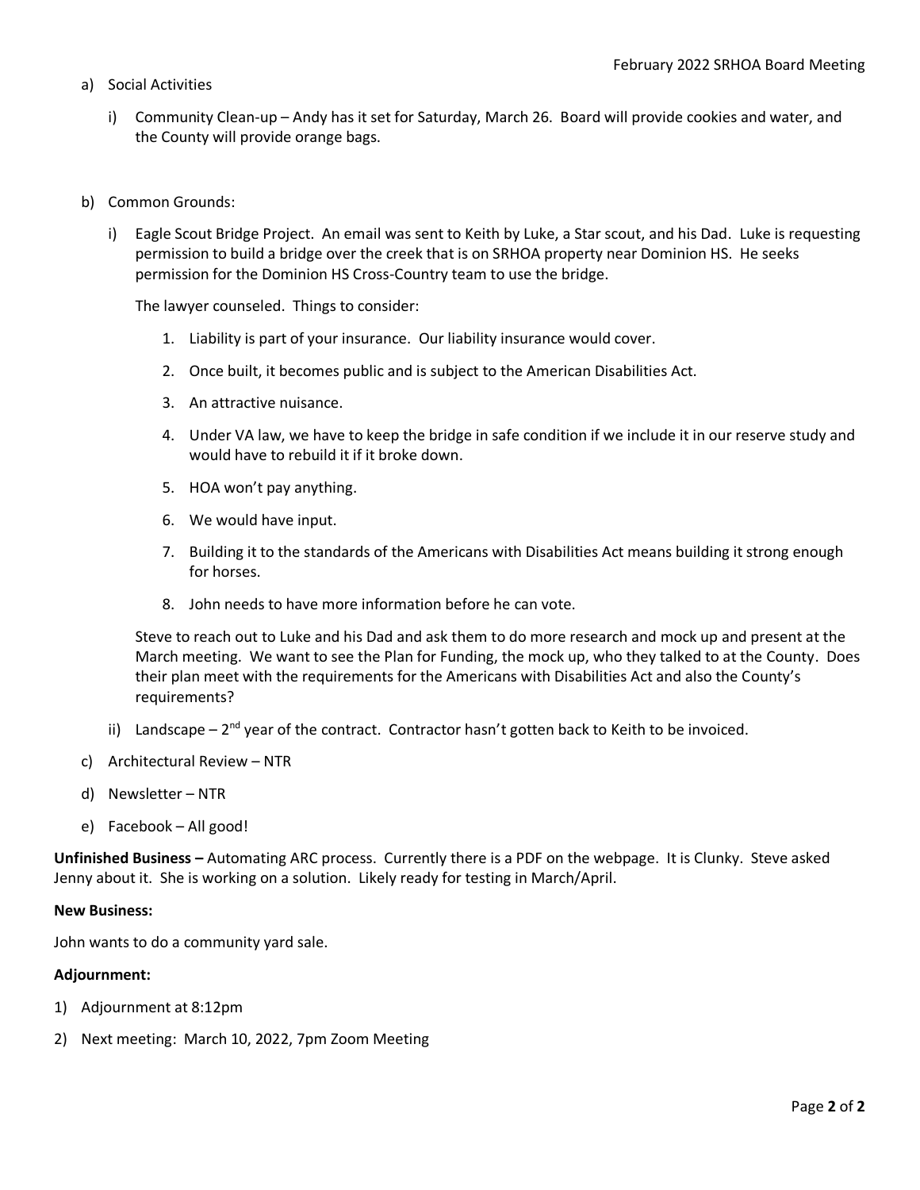a) Social Activities

   i) Community Clean-up – Andy has it set for Saturday, March 26. Board will provide cookies and water, and the County will provide orange bags.

b) Common Grounds:

   i) Eagle Scout Bridge Project. An email was sent to Keith by Luke, a Star scout, and his Dad. Luke is requesting permission to build a bridge over the creek that is on SRHOA property near Dominion HS. He seeks permission for the Dominion HS Cross-Country team to use the bridge.

      The lawyer counseled. Things to consider:

      1. Liability is part of your insurance. Our liability insurance would cover.
      2. Once built, it becomes public and is subject to the American Disabilities Act.
      3. An attractive nuisance.
      4. Under VA law, we have to keep the bridge in safe condition if we include it in our reserve study and would have to rebuild it if it broke down.
      5. HOA won't pay anything.
      6. We would have input.
      7. Building it to the standards of the Americans with Disabilities Act means building it strong enough for horses.
      8. John needs to have more information before he can vote.

      Steve to reach out to Luke and his Dad and ask them to do more research and mock up and present at the March meeting. We want to see the Plan for Funding, the mock up, who they talked to at the County. Does their plan meet with the requirements for the Americans with Disabilities Act and also the County's requirements?

   ii) Landscape – 2nd year of the contract. Contractor hasn't gotten back to Keith to be invoiced.

c) Architectural Review – NTR

d) Newsletter – NTR

e) Facebook – All good!

**Unfinished Business –** Automating ARC process. Currently there is a PDF on the webpage. It is Clunky. Steve asked Jenny about it. She is working on a solution. Likely ready for testing in March/April.

**New Business:**

John wants to do a community yard sale.

**Adjournment:**

1) Adjournment at 8:12pm
2) Next meeting: March 10, 2022, 7pm Zoom Meeting